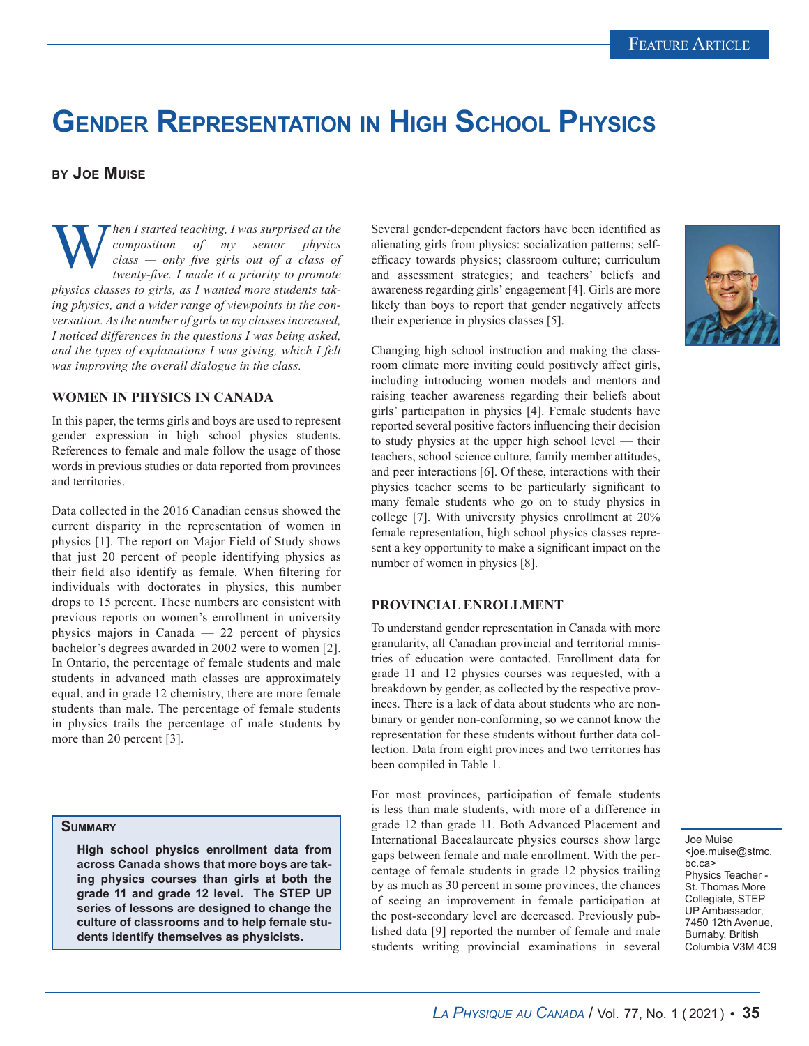# Gender Representation in High School Physics

**by Joe Muise**

*When I started teaching, I was surprised at the composition of my senior physics class — only five girls out of a class of twenty-five. I made it a priority to promote physics classes to girls, as I wanted more students taking physics, and a wider range of viewpoints in the conversation. As the number of girls in my classes increased, I noticed differences in the questions I was being asked, and the types of explanations I was giving, which I felt was improving the overall dialogue in the class.*

> **Summary**
>
> **High school physics enrollment data from across Canada shows that more boys are taking physics courses than girls at both the grade 11 and grade 12 level. The STEP UP series of lessons are designed to change the culture of classrooms and to help female students identify themselves as physicists.**

## Women in Physics in Canada

In this paper, the terms girls and boys are used to represent gender expression in high school physics students. References to female and male follow the usage of those words in previous studies or data reported from provinces and territories.

Data collected in the 2016 Canadian census showed the current disparity in the representation of women in physics [1]. The report on Major Field of Study shows that just 20 percent of people identifying physics as their field also identify as female. When filtering for individuals with doctorates in physics, this number drops to 15 percent. These numbers are consistent with previous reports on women's enrollment in university physics majors in Canada — 22 percent of physics bachelor's degrees awarded in 2002 were to women [2]. In Ontario, the percentage of female students and male students in advanced math classes are approximately equal, and in grade 12 chemistry, there are more female students than male. The percentage of female students in physics trails the percentage of male students by more than 20 percent [3].

Several gender-dependent factors have been identified as alienating girls from physics: socialization patterns; self-efficacy towards physics; classroom culture; curriculum and assessment strategies; and teachers' beliefs and awareness regarding girls' engagement [4]. Girls are more likely than boys to report that gender negatively affects their experience in physics classes [5].

Changing high school instruction and making the classroom climate more inviting could positively affect girls, including introducing women models and mentors and raising teacher awareness regarding their beliefs about girls' participation in physics [4]. Female students have reported several positive factors influencing their decision to study physics at the upper high school level — their teachers, school science culture, family member attitudes, and peer interactions [6]. Of these, interactions with their physics teacher seems to be particularly significant to many female students who go on to study physics in college [7]. With university physics enrollment at 20% female representation, high school physics classes represent a key opportunity to make a significant impact on the number of women in physics [8].

## Provincial Enrollment

To understand gender representation in Canada with more granularity, all Canadian provincial and territorial ministries of education were contacted. Enrollment data for grade 11 and 12 physics courses was requested, with a breakdown by gender, as collected by the respective provinces. There is a lack of data about students who are non-binary or gender non-conforming, so we cannot know the representation for these students without further data collection. Data from eight provinces and two territories has been compiled in Table 1.

For most provinces, participation of female students is less than male students, with more of a difference in grade 12 than grade 11. Both Advanced Placement and International Baccalaureate physics courses show large gaps between female and male enrollment. With the percentage of female students in grade 12 physics trailing by as much as 30 percent in some provinces, the chances of seeing an improvement in female participation at the post-secondary level are decreased. Previously published data [9] reported the number of female and male students writing provincial examinations in several

Joe Muise <joe.muise@stmc.bc.ca>
Physics Teacher - St. Thomas More Collegiate, STEP UP Ambassador, 7450 12th Avenue, Burnaby, British Columbia V3M 4C9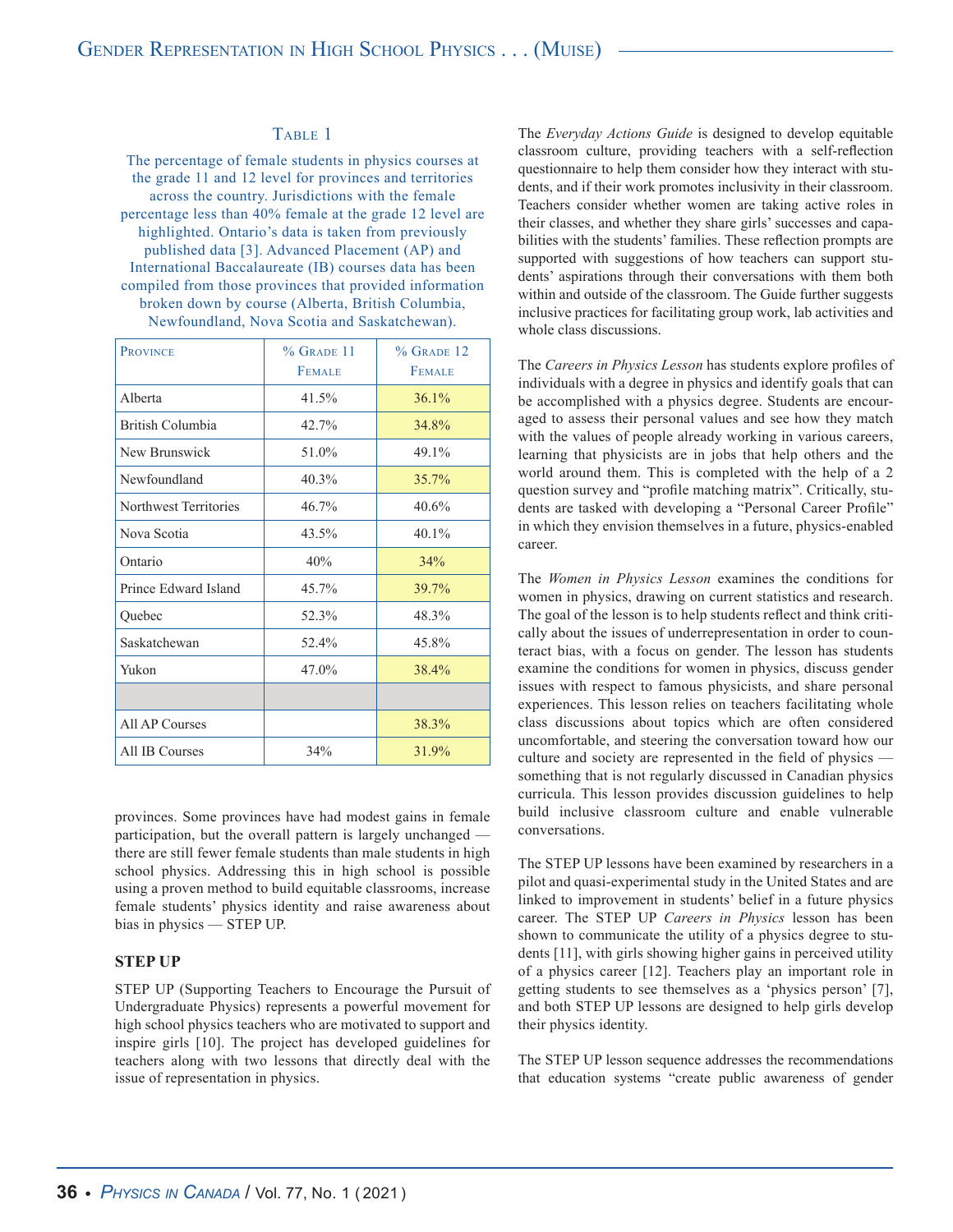TABLE 1

The percentage of female students in physics courses at the grade 11 and 12 level for provinces and territories across the country. Jurisdictions with the female percentage less than 40% female at the grade 12 level are highlighted. Ontario's data is taken from previously published data [3]. Advanced Placement (AP) and International Baccalaureate (IB) courses data has been compiled from those provinces that provided information broken down by course (Alberta, British Columbia, Newfoundland, Nova Scotia and Saskatchewan).

| Province | % Grade 11 Female | % Grade 12 Female |
|---|---|---|
| Alberta | 41.5% | 36.1% |
| British Columbia | 42.7% | 34.8% |
| New Brunswick | 51.0% | 49.1% |
| Newfoundland | 40.3% | 35.7% |
| Northwest Territories | 46.7% | 40.6% |
| Nova Scotia | 43.5% | 40.1% |
| Ontario | 40% | 34% |
| Prince Edward Island | 45.7% | 39.7% |
| Quebec | 52.3% | 48.3% |
| Saskatchewan | 52.4% | 45.8% |
| Yukon | 47.0% | 38.4% |
| | | |
| All AP Courses | | 38.3% |
| All IB Courses | 34% | 31.9% |

provinces. Some provinces have had modest gains in female participation, but the overall pattern is largely unchanged — there are still fewer female students than male students in high school physics. Addressing this in high school is possible using a proven method to build equitable classrooms, increase female students' physics identity and raise awareness about bias in physics — STEP UP.

## STEP UP

STEP UP (Supporting Teachers to Encourage the Pursuit of Undergraduate Physics) represents a powerful movement for high school physics teachers who are motivated to support and inspire girls [10]. The project has developed guidelines for teachers along with two lessons that directly deal with the issue of representation in physics.

The *Everyday Actions Guide* is designed to develop equitable classroom culture, providing teachers with a self-reflection questionnaire to help them consider how they interact with students, and if their work promotes inclusivity in their classroom. Teachers consider whether women are taking active roles in their classes, and whether they share girls' successes and capabilities with the students' families. These reflection prompts are supported with suggestions of how teachers can support students' aspirations through their conversations with them both within and outside of the classroom. The Guide further suggests inclusive practices for facilitating group work, lab activities and whole class discussions.

The *Careers in Physics Lesson* has students explore profiles of individuals with a degree in physics and identify goals that can be accomplished with a physics degree. Students are encouraged to assess their personal values and see how they match with the values of people already working in various careers, learning that physicists are in jobs that help others and the world around them. This is completed with the help of a 2 question survey and "profile matching matrix". Critically, students are tasked with developing a "Personal Career Profile" in which they envision themselves in a future, physics-enabled career.

The *Women in Physics Lesson* examines the conditions for women in physics, drawing on current statistics and research. The goal of the lesson is to help students reflect and think critically about the issues of underrepresentation in order to counteract bias, with a focus on gender. The lesson has students examine the conditions for women in physics, discuss gender issues with respect to famous physicists, and share personal experiences. This lesson relies on teachers facilitating whole class discussions about topics which are often considered uncomfortable, and steering the conversation toward how our culture and society are represented in the field of physics — something that is not regularly discussed in Canadian physics curricula. This lesson provides discussion guidelines to help build inclusive classroom culture and enable vulnerable conversations.

The STEP UP lessons have been examined by researchers in a pilot and quasi-experimental study in the United States and are linked to improvement in students' belief in a future physics career. The STEP UP *Careers in Physics* lesson has been shown to communicate the utility of a physics degree to students [11], with girls showing higher gains in perceived utility of a physics career [12]. Teachers play an important role in getting students to see themselves as a 'physics person' [7], and both STEP UP lessons are designed to help girls develop their physics identity.

The STEP UP lesson sequence addresses the recommendations that education systems "create public awareness of gender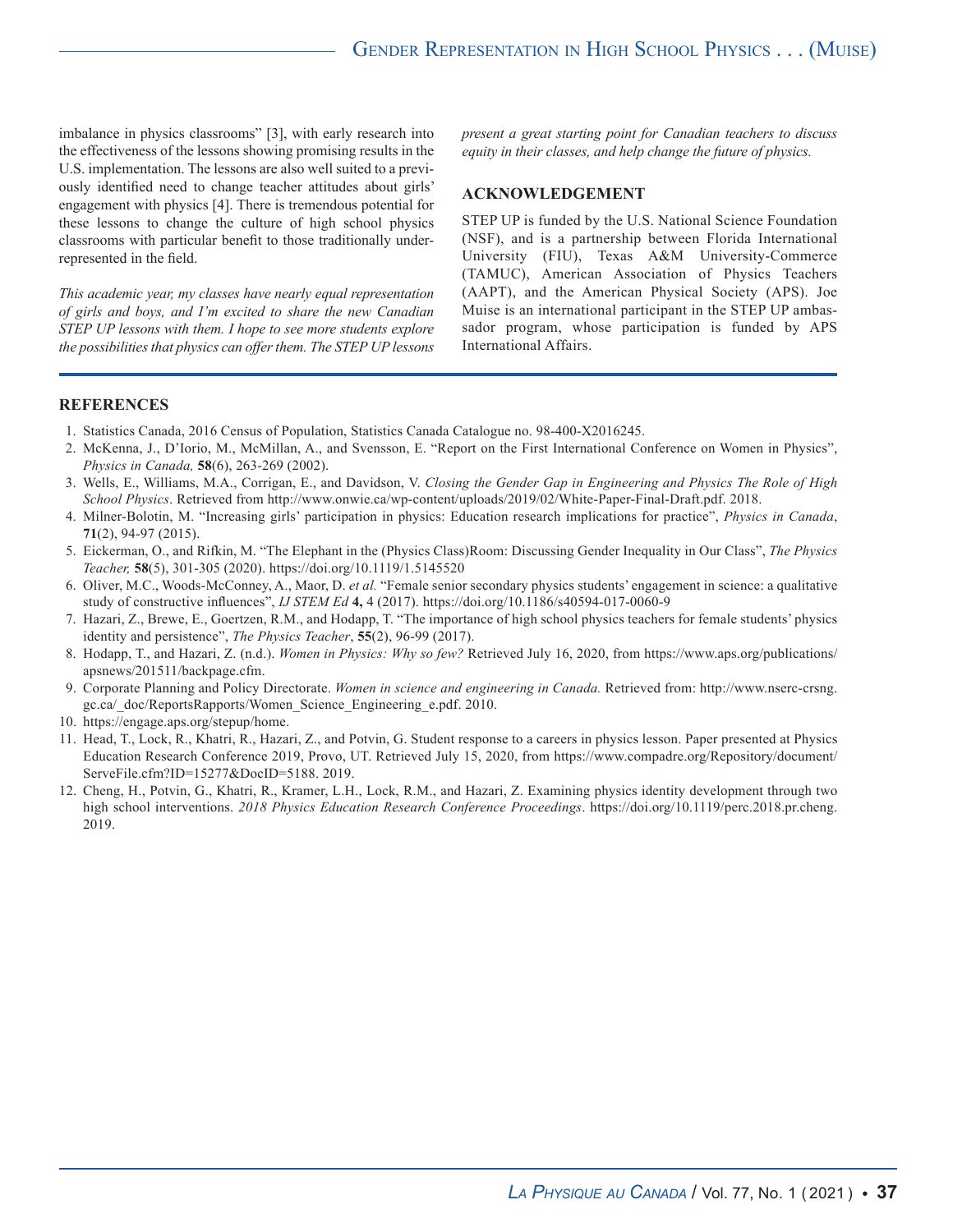imbalance in physics classrooms" [3], with early research into the effectiveness of the lessons showing promising results in the U.S. implementation. The lessons are also well suited to a previously identified need to change teacher attitudes about girls' engagement with physics [4]. There is tremendous potential for these lessons to change the culture of high school physics classrooms with particular benefit to those traditionally under-represented in the field.

*This academic year, my classes have nearly equal representation of girls and boys, and I'm excited to share the new Canadian STEP UP lessons with them. I hope to see more students explore the possibilities that physics can offer them. The STEP UP lessons present a great starting point for Canadian teachers to discuss equity in their classes, and help change the future of physics.*

## ACKNOWLEDGEMENT

STEP UP is funded by the U.S. National Science Foundation (NSF), and is a partnership between Florida International University (FIU), Texas A&M University-Commerce (TAMUC), American Association of Physics Teachers (AAPT), and the American Physical Society (APS). Joe Muise is an international participant in the STEP UP ambassador program, whose participation is funded by APS International Affairs.

## REFERENCES

1. Statistics Canada, 2016 Census of Population, Statistics Canada Catalogue no. 98-400-X2016245.
2. McKenna, J., D'Iorio, M., McMillan, A., and Svensson, E. "Report on the First International Conference on Women in Physics", *Physics in Canada,* **58**(6), 263-269 (2002).
3. Wells, E., Williams, M.A., Corrigan, E., and Davidson, V. *Closing the Gender Gap in Engineering and Physics The Role of High School Physics*. Retrieved from http://www.onwie.ca/wp-content/uploads/2019/02/White-Paper-Final-Draft.pdf. 2018.
4. Milner-Bolotin, M. "Increasing girls' participation in physics: Education research implications for practice", *Physics in Canada*, **71**(2), 94-97 (2015).
5. Eickerman, O., and Rifkin, M. "The Elephant in the (Physics Class)Room: Discussing Gender Inequality in Our Class", *The Physics Teacher,* **58**(5), 301-305 (2020). https://doi.org/10.1119/1.5145520
6. Oliver, M.C., Woods-McConney, A., Maor, D. *et al.* "Female senior secondary physics students' engagement in science: a qualitative study of constructive influences", *IJ STEM Ed* **4,** 4 (2017). https://doi.org/10.1186/s40594-017-0060-9
7. Hazari, Z., Brewe, E., Goertzen, R.M., and Hodapp, T. "The importance of high school physics teachers for female students' physics identity and persistence", *The Physics Teacher*, **55**(2), 96-99 (2017).
8. Hodapp, T., and Hazari, Z. (n.d.). *Women in Physics: Why so few?* Retrieved July 16, 2020, from https://www.aps.org/publications/apsnews/201511/backpage.cfm.
9. Corporate Planning and Policy Directorate. *Women in science and engineering in Canada.* Retrieved from: http://www.nserc-crsng.gc.ca/_doc/ReportsRapports/Women_Science_Engineering_e.pdf. 2010.
10. https://engage.aps.org/stepup/home.
11. Head, T., Lock, R., Khatri, R., Hazari, Z., and Potvin, G. Student response to a careers in physics lesson. Paper presented at Physics Education Research Conference 2019, Provo, UT. Retrieved July 15, 2020, from https://www.compadre.org/Repository/document/ServeFile.cfm?ID=15277&DocID=5188. 2019.
12. Cheng, H., Potvin, G., Khatri, R., Kramer, L.H., Lock, R.M., and Hazari, Z. Examining physics identity development through two high school interventions. *2018 Physics Education Research Conference Proceedings*. https://doi.org/10.1119/perc.2018.pr.cheng. 2019.